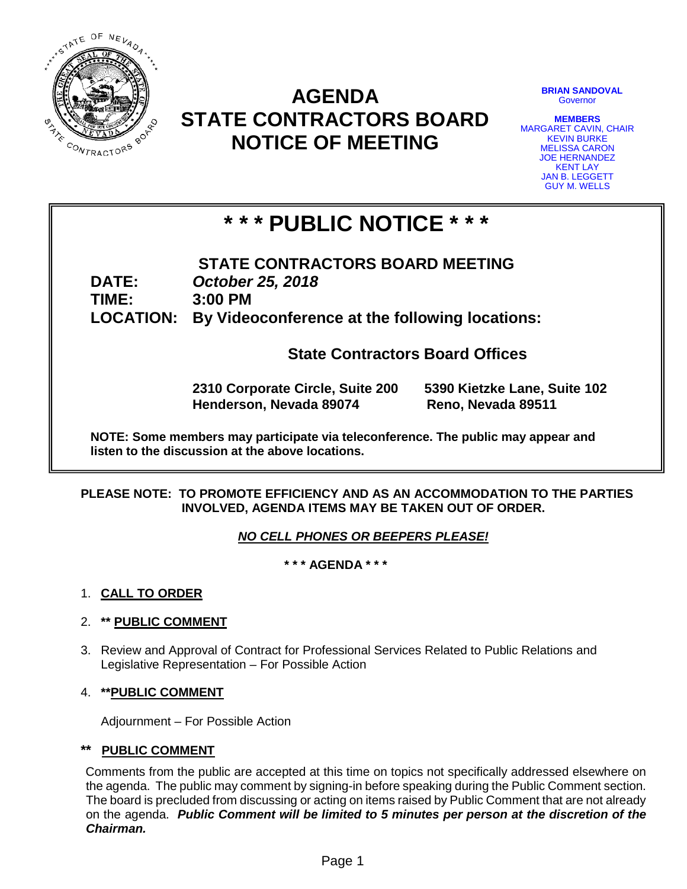# AGENDA
# STATE CONTRACTORS BOARD
# NOTICE OF MEETING

**BRIAN SANDOVAL**
Governor

**MEMBERS**
MARGARET CAVIN, CHAIR
KEVIN BURKE
MELISSA CARON
JOE HERNANDEZ
KENT LAY
JAN B. LEGGETT
GUY M. WELLS

## * * * PUBLIC NOTICE * * *

**STATE CONTRACTORS BOARD MEETING**

**DATE:** ***October 25, 2018***
**TIME:** **3:00 PM**
**LOCATION:** **By Videoconference at the following locations:**

**State Contractors Board Offices**

**2310 Corporate Circle, Suite 200**
**Henderson, Nevada 89074**

**5390 Kietzke Lane, Suite 102**
**Reno, Nevada 89511**

**NOTE: Some members may participate via teleconference. The public may appear and listen to the discussion at the above locations.**

**PLEASE NOTE: TO PROMOTE EFFICIENCY AND AS AN ACCOMMODATION TO THE PARTIES INVOLVED, AGENDA ITEMS MAY BE TAKEN OUT OF ORDER.**

***NO CELL PHONES OR BEEPERS PLEASE!***

**\* \* \* AGENDA \* \* \***

1. **CALL TO ORDER**
2. **\*\* PUBLIC COMMENT**
3. Review and Approval of Contract for Professional Services Related to Public Relations and Legislative Representation – For Possible Action
4. **\*\*PUBLIC COMMENT**

   Adjournment – For Possible Action

**\*\* PUBLIC COMMENT**

Comments from the public are accepted at this time on topics not specifically addressed elsewhere on the agenda. The public may comment by signing-in before speaking during the Public Comment section. The board is precluded from discussing or acting on items raised by Public Comment that are not already on the agenda. ***Public Comment will be limited to 5 minutes per person at the discretion of the Chairman.***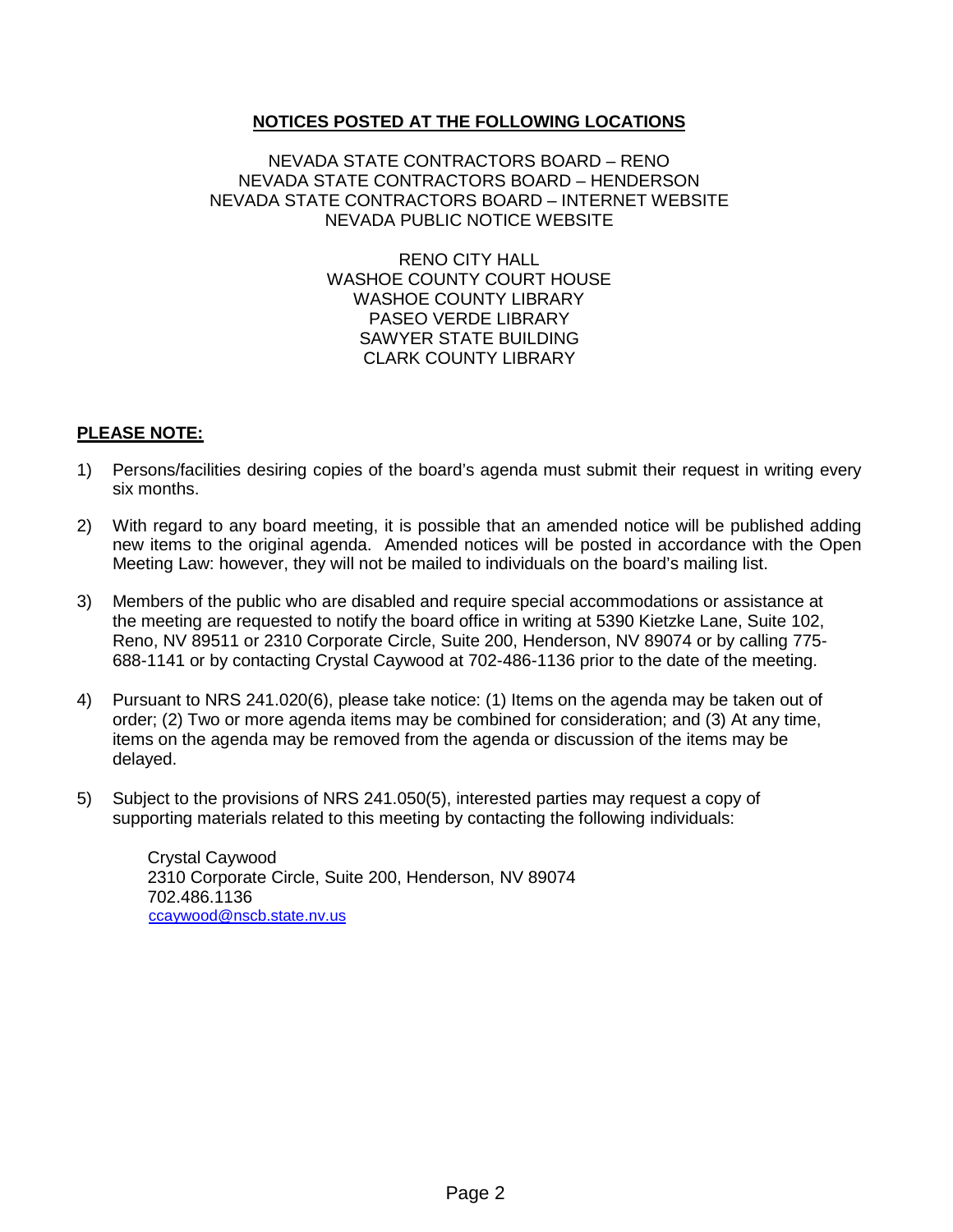**NOTICES POSTED AT THE FOLLOWING LOCATIONS**

NEVADA STATE CONTRACTORS BOARD – RENO
NEVADA STATE CONTRACTORS BOARD – HENDERSON
NEVADA STATE CONTRACTORS BOARD – INTERNET WEBSITE
NEVADA PUBLIC NOTICE WEBSITE

RENO CITY HALL
WASHOE COUNTY COURT HOUSE
WASHOE COUNTY LIBRARY
PASEO VERDE LIBRARY
SAWYER STATE BUILDING
CLARK COUNTY LIBRARY

**PLEASE NOTE:**

1) Persons/facilities desiring copies of the board's agenda must submit their request in writing every six months.

2) With regard to any board meeting, it is possible that an amended notice will be published adding new items to the original agenda. Amended notices will be posted in accordance with the Open Meeting Law: however, they will not be mailed to individuals on the board's mailing list.

3) Members of the public who are disabled and require special accommodations or assistance at the meeting are requested to notify the board office in writing at 5390 Kietzke Lane, Suite 102, Reno, NV 89511 or 2310 Corporate Circle, Suite 200, Henderson, NV 89074 or by calling 775-688-1141 or by contacting Crystal Caywood at 702-486-1136 prior to the date of the meeting.

4) Pursuant to NRS 241.020(6), please take notice: (1) Items on the agenda may be taken out of order; (2) Two or more agenda items may be combined for consideration; and (3) At any time, items on the agenda may be removed from the agenda or discussion of the items may be delayed.

5) Subject to the provisions of NRS 241.050(5), interested parties may request a copy of supporting materials related to this meeting by contacting the following individuals:

   Crystal Caywood
   2310 Corporate Circle, Suite 200, Henderson, NV 89074
   702.486.1136
   ccaywood@nscb.state.nv.us